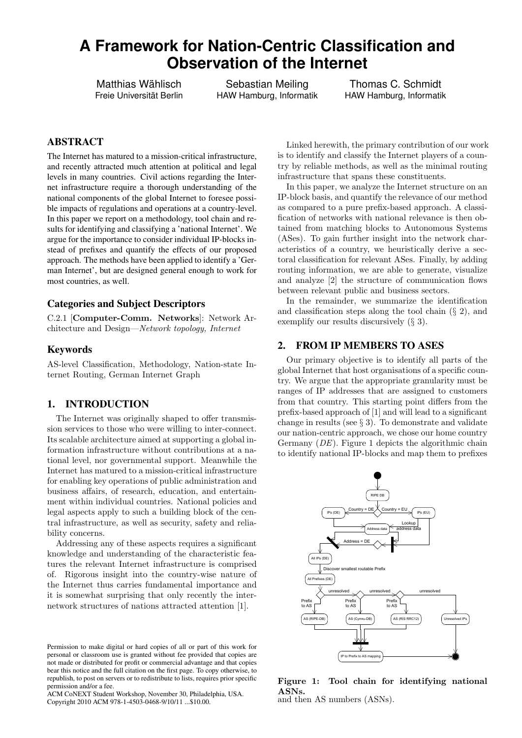# A Framework for Nation-Centric Classification and Observation of the Internet

Matthias Wählisch
Freie Universität Berlin

Sebastian Meiling
HAW Hamburg, Informatik

Thomas C. Schmidt
HAW Hamburg, Informatik

## ABSTRACT

The Internet has matured to a mission-critical infrastructure, and recently attracted much attention at political and legal levels in many countries. Civil actions regarding the Internet infrastructure require a thorough understanding of the national components of the global Internet to foresee possible impacts of regulations and operations at a country-level. In this paper we report on a methodology, tool chain and results for identifying and classifying a 'national Internet'. We argue for the importance to consider individual IP-blocks instead of prefixes and quantify the effects of our proposed approach. The methods have been applied to identify a 'German Internet', but are designed general enough to work for most countries, as well.

### Categories and Subject Descriptors

C.2.1 [**Computer-Comm. Networks**]: Network Architecture and Design—*Network topology, Internet*

### Keywords

AS-level Classification, Methodology, Nation-state Internet Routing, German Internet Graph

## 1. INTRODUCTION

The Internet was originally shaped to offer transmission services to those who were willing to inter-connect. Its scalable architecture aimed at supporting a global information infrastructure without contributions at a national level, nor governmental support. Meanwhile the Internet has matured to a mission-critical infrastructure for enabling key operations of public administration and business affairs, of research, education, and entertainment within individual countries. National policies and legal aspects apply to such a building block of the central infrastructure, as well as security, safety and reliability concerns.

Addressing any of these aspects requires a significant knowledge and understanding of the characteristic features the relevant Internet infrastructure is comprised of. Rigorous insight into the country-wise nature of the Internet thus carries fundamental importance and it is somewhat surprising that only recently the inter-network structures of nations attracted attention [1].

Permission to make digital or hard copies of all or part of this work for personal or classroom use is granted without fee provided that copies are not made or distributed for profit or commercial advantage and that copies bear this notice and the full citation on the first page. To copy otherwise, to republish, to post on servers or to redistribute to lists, requires prior specific permission and/or a fee.
ACM CoNEXT Student Workshop, November 30, Philadelphia, USA.
Copyright 2010 ACM 978-1-4503-0468-9/10/11 ...$10.00.

Linked herewith, the primary contribution of our work is to identify and classify the Internet players of a country by reliable methods, as well as the minimal routing infrastructure that spans these constituents.

In this paper, we analyze the Internet structure on an IP-block basis, and quantify the relevance of our method as compared to a pure prefix-based approach. A classification of networks with national relevance is then obtained from matching blocks to Autonomous Systems (ASes). To gain further insight into the network characteristics of a country, we heuristically derive a sectoral classification for relevant ASes. Finally, by adding routing information, we are able to generate, visualize and analyze [2] the structure of communication flows between relevant public and business sectors.

In the remainder, we summarize the identification and classification steps along the tool chain (§ 2), and exemplify our results discursively (§ 3).

## 2. FROM IP MEMBERS TO ASES

Our primary objective is to identify all parts of the global Internet that host organisations of a specific country. We argue that the appropriate granularity must be ranges of IP addresses that are assigned to customers from that country. This starting point differs from the prefix-based approach of [1] and will lead to a significant change in results (see § 3). To demonstrate and validate our nation-centric approach, we chose our home country Germany (*DE*). Figure 1 depicts the algorithmic chain to identify national IP-blocks and map them to prefixes and then AS numbers (ASNs).

**Figure 1: Tool chain for identifying national ASNs.**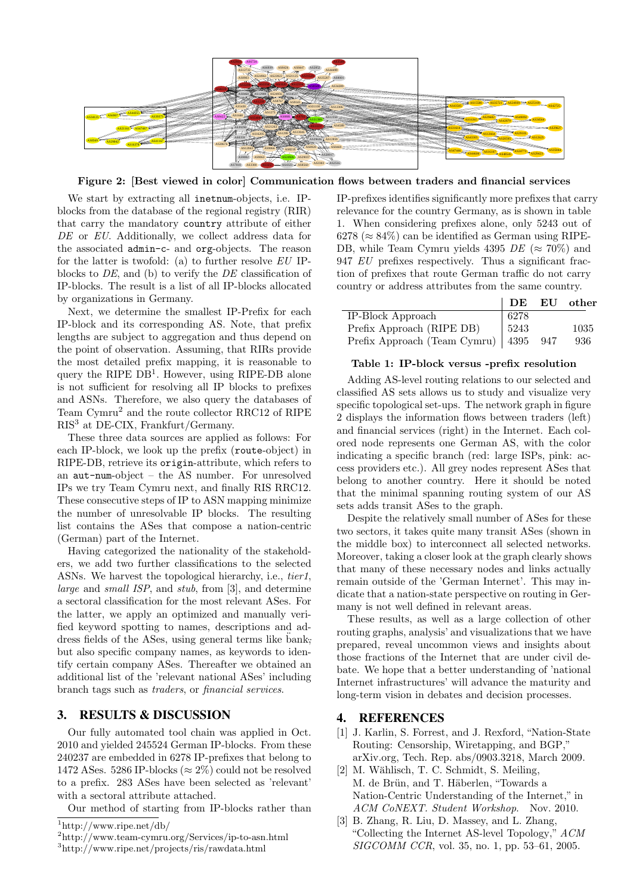**Figure 2: [Best viewed in color] Communication flows between traders and financial services**

We start by extracting all `inetnum`-objects, i.e. IP-blocks from the database of the regional registry (RIR) that carry the mandatory `country` attribute of either *DE* or *EU*. Additionally, we collect address data for the associated `admin-c`- and `org`-objects. The reason for the latter is twofold: (a) to further resolve *EU* IP-blocks to *DE*, and (b) to verify the *DE* classification of IP-blocks. The result is a list of all IP-blocks allocated by organizations in Germany.

Next, we determine the smallest IP-Prefix for each IP-block and its corresponding AS. Note, that prefix lengths are subject to aggregation and thus depend on the point of observation. Assuming, that RIRs provide the most detailed prefix mapping, it is reasonable to query the RIPE DB[1]. However, using RIPE-DB alone is not sufficient for resolving all IP blocks to prefixes and ASNs. Therefore, we also query the databases of Team Cymru[2] and the route collector RRC12 of RIPE RIS[3] at DE-CIX, Frankfurt/Germany.

These three data sources are applied as follows: For each IP-block, we look up the prefix (`route`-object) in RIPE-DB, retrieve its `origin`-attribute, which refers to an `aut-num`-object – the AS number. For unresolved IPs we try Team Cymru next, and finally RIS RRC12. These consecutive steps of IP to ASN mapping minimize the number of unresolvable IP blocks. The resulting list contains the ASes that compose a nation-centric (German) part of the Internet.

Having categorized the nationality of the stakeholders, we add two further classifications to the selected ASNs. We harvest the topological hierarchy, i.e., *tier1*, *large* and *small ISP*, and *stub*, from [3], and determine a sectoral classification for the most relevant ASes. For the latter, we apply an optimized and manually verified keyword spotting to names, descriptions and address fields of the ASes, using general terms like bank, but also specific company names, as keywords to identify certain company ASes. Thereafter we obtained an additional list of the 'relevant national ASes' including branch tags such as *traders*, or *financial services*.

## 3. RESULTS & DISCUSSION

Our fully automated tool chain was applied in Oct. 2010 and yielded 245524 German IP-blocks. From these 240237 are embedded in 6278 IP-prefixes that belong to 1472 ASes. 5286 IP-blocks ($\approx 2\%$) could not be resolved to a prefix. 283 ASes have been selected as 'relevant' with a sectoral attribute attached.

Our method of starting from IP-blocks rather than IP-prefixes identifies significantly more prefixes that carry relevance for the country Germany, as is shown in table 1. When considering prefixes alone, only 5243 out of 6278 ($\approx 84\%$) can be identified as German using RIPE-DB, while Team Cymru yields 4395 *DE* ($\approx 70\%$) and 947 *EU* prefixes respectively. Thus a significant fraction of prefixes that route German traffic do not carry country or address attributes from the same country.

| | DE | EU | other |
|---|---|---|---|
| IP-Block Approach | 6278 | | |
| Prefix Approach (RIPE DB) | 5243 | | 1035 |
| Prefix Approach (Team Cymru) | 4395 | 947 | 936 |

**Table 1: IP-block versus -prefix resolution**

Adding AS-level routing relations to our selected and classified AS sets allows us to study and visualize very specific topological set-ups. The network graph in figure 2 displays the information flows between traders (left) and financial services (right) in the Internet. Each colored node represents one German AS, with the color indicating a specific branch (red: large ISPs, pink: access providers etc.). All grey nodes represent ASes that belong to another country. Here it should be noted that the minimal spanning routing system of our AS sets adds transit ASes to the graph.

Despite the relatively small number of ASes for these two sectors, it takes quite many transit ASes (shown in the middle box) to interconnect all selected networks. Moreover, taking a closer look at the graph clearly shows that many of these necessary nodes and links actually remain outside of the 'German Internet'. This may indicate that a nation-state perspective on routing in Germany is not well defined in relevant areas.

These results, as well as a large collection of other routing graphs, analysis' and visualizations that we have prepared, reveal uncommon views and insights about those fractions of the Internet that are under civil debate. We hope that a better understanding of 'national Internet infrastructures' will advance the maturity and long-term vision in debates and decision processes.

## 4. REFERENCES

[1] J. Karlin, S. Forrest, and J. Rexford, "Nation-State Routing: Censorship, Wiretapping, and BGP," arXiv.org, Tech. Rep. abs/0903.3218, March 2009.

[2] M. Wählisch, T. C. Schmidt, S. Meiling, M. de Brün, and T. Häberlen, "Towards a Nation-Centric Understanding of the Internet," in *ACM CoNEXT. Student Workshop*. Nov. 2010.

[3] B. Zhang, R. Liu, D. Massey, and L. Zhang, "Collecting the Internet AS-level Topology," *ACM SIGCOMM CCR*, vol. 35, no. 1, pp. 53–61, 2005.

[1] http://www.ripe.net/db/
[2] http://www.team-cymru.org/Services/ip-to-asn.html
[3] http://www.ripe.net/projects/ris/rawdata.html